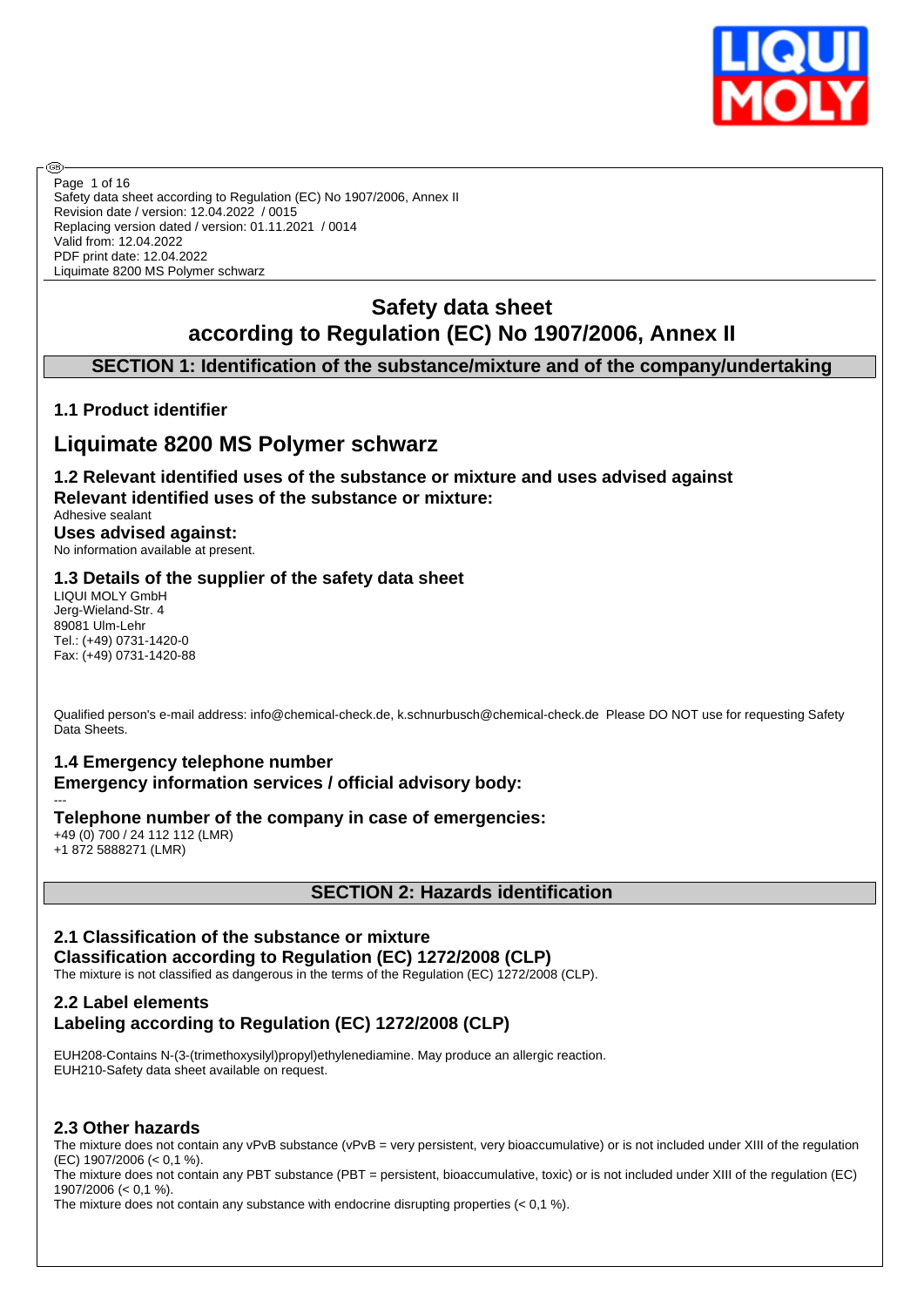# Safety data sheet according to Regulation (EC) No 1907/2006, Annex II

## SECTION 1: Identification of the substance/mixture and of the company/undertaking

### 1.1 Product identifier

# Liquimate 8200 MS Polymer schwarz

### 1.2 Relevant identified uses of the substance or mixture and uses advised against

**Relevant identified uses of the substance or mixture:**

Adhesive sealant

**Uses advised against:**

No information available at present.

### 1.3 Details of the supplier of the safety data sheet

LIQUI MOLY GmbH
Jerg-Wieland-Str. 4
89081 Ulm-Lehr
Tel.: (+49) 0731-1420-0
Fax: (+49) 0731-1420-88

Qualified person's e-mail address: info@chemical-check.de, k.schnurbusch@chemical-check.de Please DO NOT use for requesting Safety Data Sheets.

### 1.4 Emergency telephone number

**Emergency information services / official advisory body:**

---

**Telephone number of the company in case of emergencies:**

+49 (0) 700 / 24 112 112 (LMR)
+1 872 5888271 (LMR)

## SECTION 2: Hazards identification

### 2.1 Classification of the substance or mixture

**Classification according to Regulation (EC) 1272/2008 (CLP)**

The mixture is not classified as dangerous in the terms of the Regulation (EC) 1272/2008 (CLP).

### 2.2 Label elements

**Labeling according to Regulation (EC) 1272/2008 (CLP)**

EUH208-Contains N-(3-(trimethoxysilyl)propyl)ethylenediamine. May produce an allergic reaction.
EUH210-Safety data sheet available on request.

### 2.3 Other hazards

The mixture does not contain any vPvB substance (vPvB = very persistent, very bioaccumulative) or is not included under XIII of the regulation (EC) 1907/2006 (< 0,1 %).
The mixture does not contain any PBT substance (PBT = persistent, bioaccumulative, toxic) or is not included under XIII of the regulation (EC) 1907/2006 (< 0,1 %).
The mixture does not contain any substance with endocrine disrupting properties (< 0,1 %).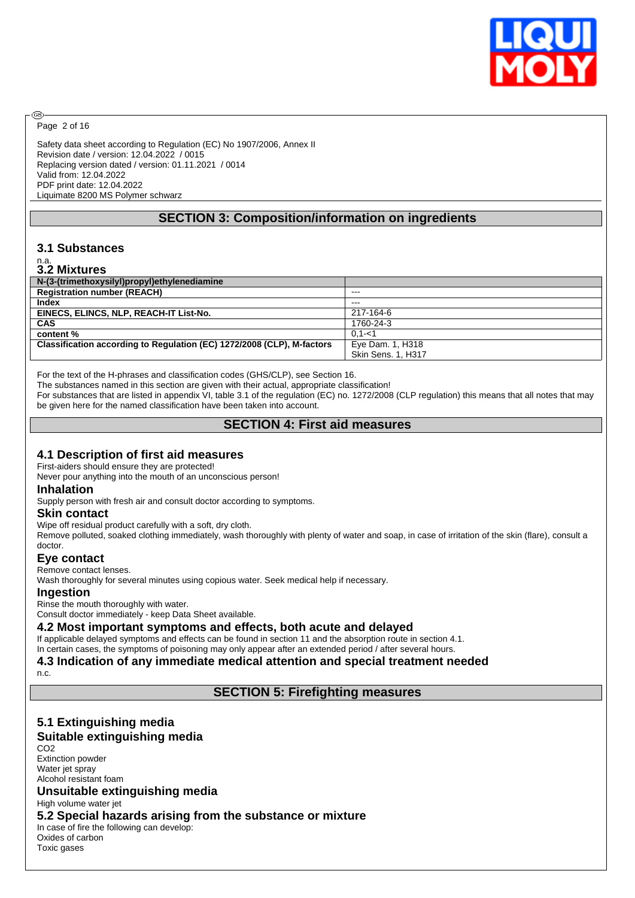Safety data sheet according to Regulation (EC) No 1907/2006, Annex II
Revision date / version: 12.04.2022 / 0015
Replacing version dated / version: 01.11.2021 / 0014
Valid from: 12.04.2022
PDF print date: 12.04.2022
Liquimate 8200 MS Polymer schwarz

## SECTION 3: Composition/information on ingredients

### 3.1 Substances

n.a.

### 3.2 Mixtures

| N-(3-(trimethoxysilyl)propyl)ethylenediamine | |
|---|---|
| **Registration number (REACH)** | --- |
| **Index** | --- |
| **EINECS, ELINCS, NLP, REACH-IT List-No.** | 217-164-6 |
| **CAS** | 1760-24-3 |
| **content %** | 0,1-<1 |
| **Classification according to Regulation (EC) 1272/2008 (CLP), M-factors** | Eye Dam. 1, H318<br>Skin Sens. 1, H317 |

For the text of the H-phrases and classification codes (GHS/CLP), see Section 16.
The substances named in this section are given with their actual, appropriate classification!
For substances that are listed in appendix VI, table 3.1 of the regulation (EC) no. 1272/2008 (CLP regulation) this means that all notes that may be given here for the named classification have been taken into account.

## SECTION 4: First aid measures

### 4.1 Description of first aid measures

First-aiders should ensure they are protected!
Never pour anything into the mouth of an unconscious person!

#### Inhalation

Supply person with fresh air and consult doctor according to symptoms.

#### Skin contact

Wipe off residual product carefully with a soft, dry cloth.
Remove polluted, soaked clothing immediately, wash thoroughly with plenty of water and soap, in case of irritation of the skin (flare), consult a doctor.

#### Eye contact

Remove contact lenses.
Wash thoroughly for several minutes using copious water. Seek medical help if necessary.

#### Ingestion

Rinse the mouth thoroughly with water.
Consult doctor immediately - keep Data Sheet available.

### 4.2 Most important symptoms and effects, both acute and delayed

If applicable delayed symptoms and effects can be found in section 11 and the absorption route in section 4.1.
In certain cases, the symptoms of poisoning may only appear after an extended period / after several hours.

### 4.3 Indication of any immediate medical attention and special treatment needed

n.c.

## SECTION 5: Firefighting measures

### 5.1 Extinguishing media

#### Suitable extinguishing media

$CO_2$
Extinction powder
Water jet spray
Alcohol resistant foam

#### Unsuitable extinguishing media

High volume water jet

### 5.2 Special hazards arising from the substance or mixture

In case of fire the following can develop:
Oxides of carbon
Toxic gases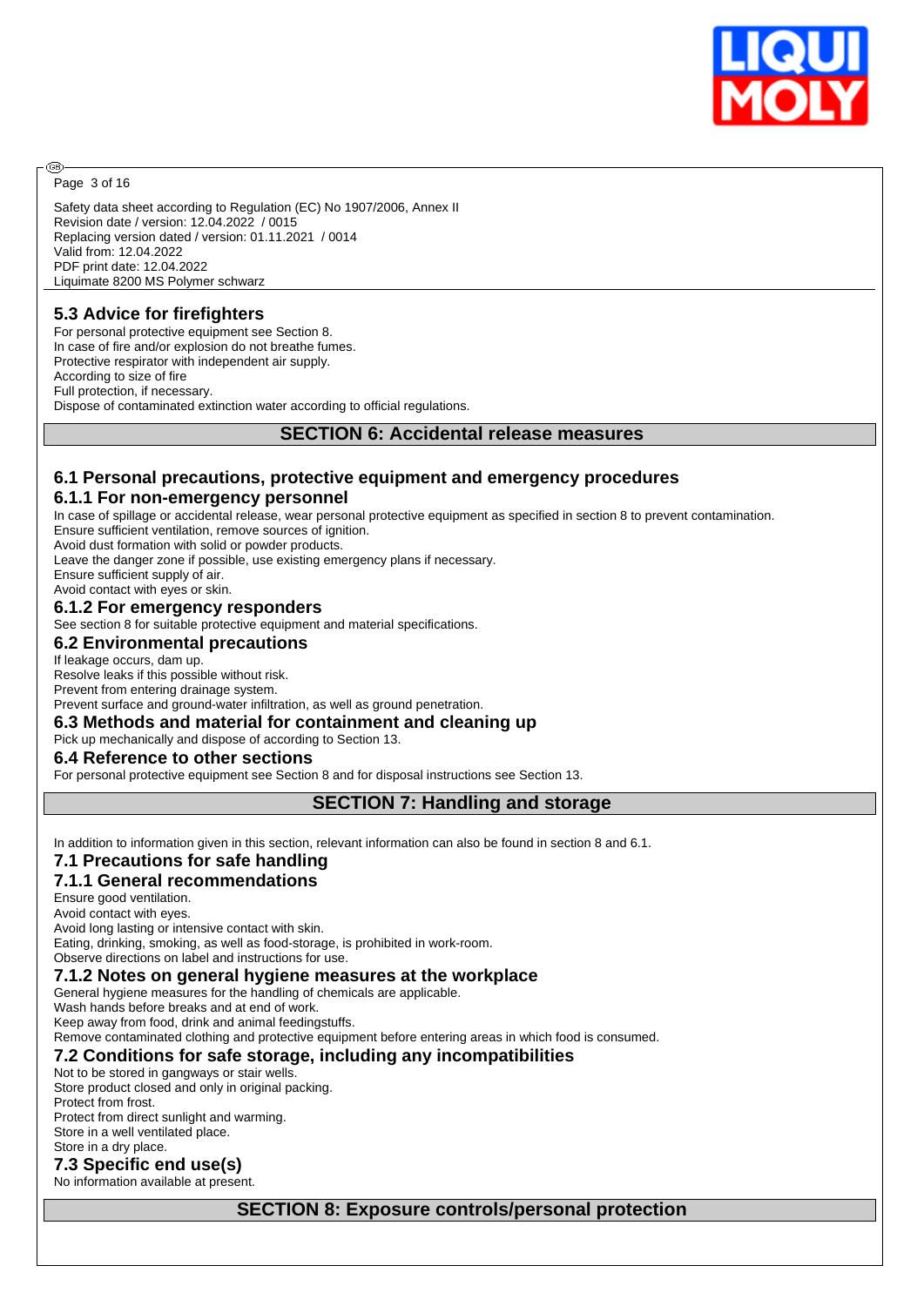### 5.3 Advice for firefighters

For personal protective equipment see Section 8.
In case of fire and/or explosion do not breathe fumes.
Protective respirator with independent air supply.
According to size of fire
Full protection, if necessary.
Dispose of contaminated extinction water according to official regulations.

## SECTION 6: Accidental release measures

### 6.1 Personal precautions, protective equipment and emergency procedures

#### 6.1.1 For non-emergency personnel

In case of spillage or accidental release, wear personal protective equipment as specified in section 8 to prevent contamination.
Ensure sufficient ventilation, remove sources of ignition.
Avoid dust formation with solid or powder products.
Leave the danger zone if possible, use existing emergency plans if necessary.
Ensure sufficient supply of air.
Avoid contact with eyes or skin.

#### 6.1.2 For emergency responders

See section 8 for suitable protective equipment and material specifications.

### 6.2 Environmental precautions

If leakage occurs, dam up.
Resolve leaks if this possible without risk.
Prevent from entering drainage system.
Prevent surface and ground-water infiltration, as well as ground penetration.

### 6.3 Methods and material for containment and cleaning up

Pick up mechanically and dispose of according to Section 13.

### 6.4 Reference to other sections

For personal protective equipment see Section 8 and for disposal instructions see Section 13.

## SECTION 7: Handling and storage

In addition to information given in this section, relevant information can also be found in section 8 and 6.1.

### 7.1 Precautions for safe handling

#### 7.1.1 General recommendations

Ensure good ventilation.
Avoid contact with eyes.
Avoid long lasting or intensive contact with skin.
Eating, drinking, smoking, as well as food-storage, is prohibited in work-room.
Observe directions on label and instructions for use.

#### 7.1.2 Notes on general hygiene measures at the workplace

General hygiene measures for the handling of chemicals are applicable.
Wash hands before breaks and at end of work.
Keep away from food, drink and animal feedingstuffs.
Remove contaminated clothing and protective equipment before entering areas in which food is consumed.

### 7.2 Conditions for safe storage, including any incompatibilities

Not to be stored in gangways or stair wells.
Store product closed and only in original packing.
Protect from frost.
Protect from direct sunlight and warming.
Store in a well ventilated place.
Store in a dry place.

### 7.3 Specific end use(s)

No information available at present.

## SECTION 8: Exposure controls/personal protection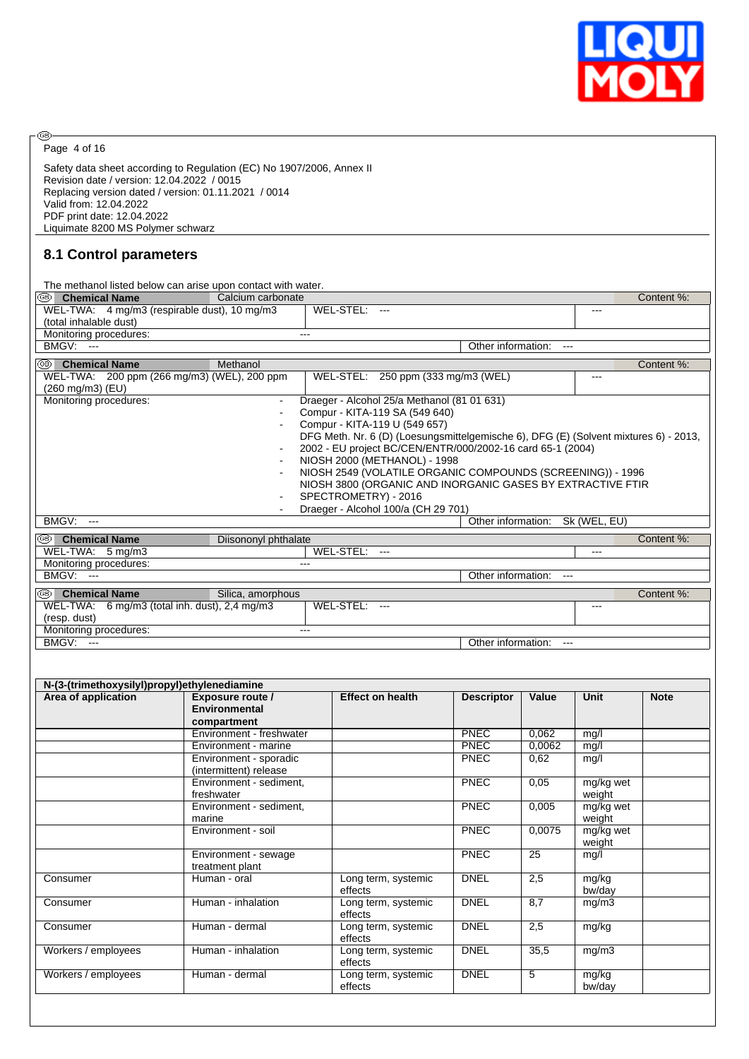Safety data sheet according to Regulation (EC) No 1907/2006, Annex II
Revision date / version: 12.04.2022 / 0015
Replacing version dated / version: 01.11.2021 / 0014
Valid from: 12.04.2022
PDF print date: 12.04.2022
Liquimate 8200 MS Polymer schwarz

## 8.1 Control parameters

The methanol listed below can arise upon contact with water.

| **Chemical Name** | Calcium carbonate | | Content %: |
|---|---|---|---|
| WEL-TWA: 4 mg/m3 (respirable dust), 10 mg/m3 (total inhalable dust) | WEL-STEL: --- | | --- |
| Monitoring procedures: | --- | | |
| BMGV: --- | | Other information: --- | |

| **Chemical Name** | Methanol | | Content %: |
|---|---|---|---|
| WEL-TWA: 200 ppm (266 mg/m3) (WEL), 200 ppm (260 mg/m3) (EU) | WEL-STEL: 250 ppm (333 mg/m3 (WEL) | | --- |
| Monitoring procedures: | - Draeger - Alcohol 25/a Methanol (81 01 631)<br>- Compur - KITA-119 SA (549 640)<br>- Compur - KITA-119 U (549 657)<br>DFG Meth. Nr. 6 (D) (Loesungsmittelgemische 6), DFG (E) (Solvent mixtures 6) - 2013,<br>- 2002 - EU project BC/CEN/ENTR/000/2002-16 card 65-1 (2004)<br>- NIOSH 2000 (METHANOL) - 1998<br>- NIOSH 2549 (VOLATILE ORGANIC COMPOUNDS (SCREENING)) - 1996<br>NIOSH 3800 (ORGANIC AND INORGANIC GASES BY EXTRACTIVE FTIR<br>- SPECTROMETRY) - 2016<br>- Draeger - Alcohol 100/a (CH 29 701) | | |
| BMGV: --- | | Other information: Sk (WEL, EU) | |

| **Chemical Name** | Diisononyl phthalate | | Content %: |
|---|---|---|---|
| WEL-TWA: 5 mg/m3 | WEL-STEL: --- | | --- |
| Monitoring procedures: | --- | | |
| BMGV: --- | | Other information: --- | |

| **Chemical Name** | Silica, amorphous | | Content %: |
|---|---|---|---|
| WEL-TWA: 6 mg/m3 (total inh. dust), 2,4 mg/m3 (resp. dust) | WEL-STEL: --- | | --- |
| Monitoring procedures: | --- | | |
| BMGV: --- | | Other information: --- | |

**N-(3-(trimethoxysilyl)propyl)ethylenediamine**

| Area of application | Exposure route / Environmental compartment | Effect on health | Descriptor | Value | Unit | Note |
|---|---|---|---|---|---|---|
| | Environment - freshwater | | PNEC | 0,062 | mg/l | |
| | Environment - marine | | PNEC | 0,0062 | mg/l | |
| | Environment - sporadic (intermittent) release | | PNEC | 0,62 | mg/l | |
| | Environment - sediment, freshwater | | PNEC | 0,05 | mg/kg wet weight | |
| | Environment - sediment, marine | | PNEC | 0,005 | mg/kg wet weight | |
| | Environment - soil | | PNEC | 0,0075 | mg/kg wet weight | |
| | Environment - sewage treatment plant | | PNEC | 25 | mg/l | |
| Consumer | Human - oral | Long term, systemic effects | DNEL | 2,5 | mg/kg bw/day | |
| Consumer | Human - inhalation | Long term, systemic effects | DNEL | 8,7 | mg/m3 | |
| Consumer | Human - dermal | Long term, systemic effects | DNEL | 2,5 | mg/kg | |
| Workers / employees | Human - inhalation | Long term, systemic effects | DNEL | 35,5 | mg/m3 | |
| Workers / employees | Human - dermal | Long term, systemic effects | DNEL | 5 | mg/kg bw/day | |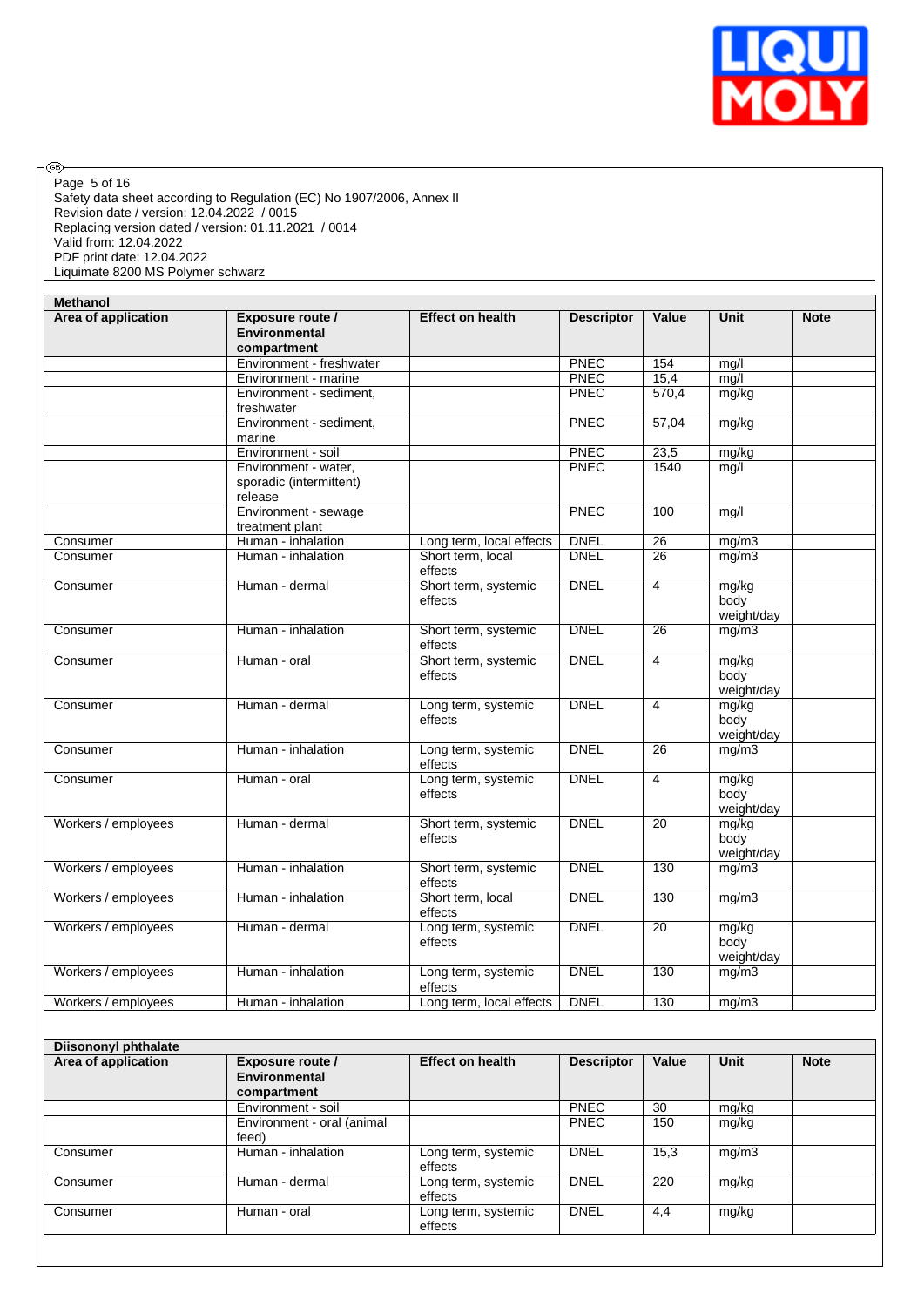| Methanol | | | | | | |
|---|---|---|---|---|---|---|
| **Area of application** | **Exposure route / Environmental compartment** | **Effect on health** | **Descriptor** | **Value** | **Unit** | **Note** |
| | Environment - freshwater | | PNEC | 154 | mg/l | |
| | Environment - marine | | PNEC | 15,4 | mg/l | |
| | Environment - sediment, freshwater | | PNEC | 570,4 | mg/kg | |
| | Environment - sediment, marine | | PNEC | 57,04 | mg/kg | |
| | Environment - soil | | PNEC | 23,5 | mg/kg | |
| | Environment - water, sporadic (intermittent) release | | PNEC | 1540 | mg/l | |
| | Environment - sewage treatment plant | | PNEC | 100 | mg/l | |
| Consumer | Human - inhalation | Long term, local effects | DNEL | 26 | mg/m3 | |
| Consumer | Human - inhalation | Short term, local effects | DNEL | 26 | mg/m3 | |
| Consumer | Human - dermal | Short term, systemic effects | DNEL | 4 | mg/kg body weight/day | |
| Consumer | Human - inhalation | Short term, systemic effects | DNEL | 26 | mg/m3 | |
| Consumer | Human - oral | Short term, systemic effects | DNEL | 4 | mg/kg body weight/day | |
| Consumer | Human - dermal | Long term, systemic effects | DNEL | 4 | mg/kg body weight/day | |
| Consumer | Human - inhalation | Long term, systemic effects | DNEL | 26 | mg/m3 | |
| Consumer | Human - oral | Long term, systemic effects | DNEL | 4 | mg/kg body weight/day | |
| Workers / employees | Human - dermal | Short term, systemic effects | DNEL | 20 | mg/kg body weight/day | |
| Workers / employees | Human - inhalation | Short term, systemic effects | DNEL | 130 | mg/m3 | |
| Workers / employees | Human - inhalation | Short term, local effects | DNEL | 130 | mg/m3 | |
| Workers / employees | Human - dermal | Long term, systemic effects | DNEL | 20 | mg/kg body weight/day | |
| Workers / employees | Human - inhalation | Long term, systemic effects | DNEL | 130 | mg/m3 | |
| Workers / employees | Human - inhalation | Long term, local effects | DNEL | 130 | mg/m3 | |

| Diisononyl phthalate | | | | | | |
|---|---|---|---|---|---|---|
| **Area of application** | **Exposure route / Environmental compartment** | **Effect on health** | **Descriptor** | **Value** | **Unit** | **Note** |
| | Environment - soil | | PNEC | 30 | mg/kg | |
| | Environment - oral (animal feed) | | PNEC | 150 | mg/kg | |
| Consumer | Human - inhalation | Long term, systemic effects | DNEL | 15,3 | mg/m3 | |
| Consumer | Human - dermal | Long term, systemic effects | DNEL | 220 | mg/kg | |
| Consumer | Human - oral | Long term, systemic effects | DNEL | 4,4 | mg/kg | |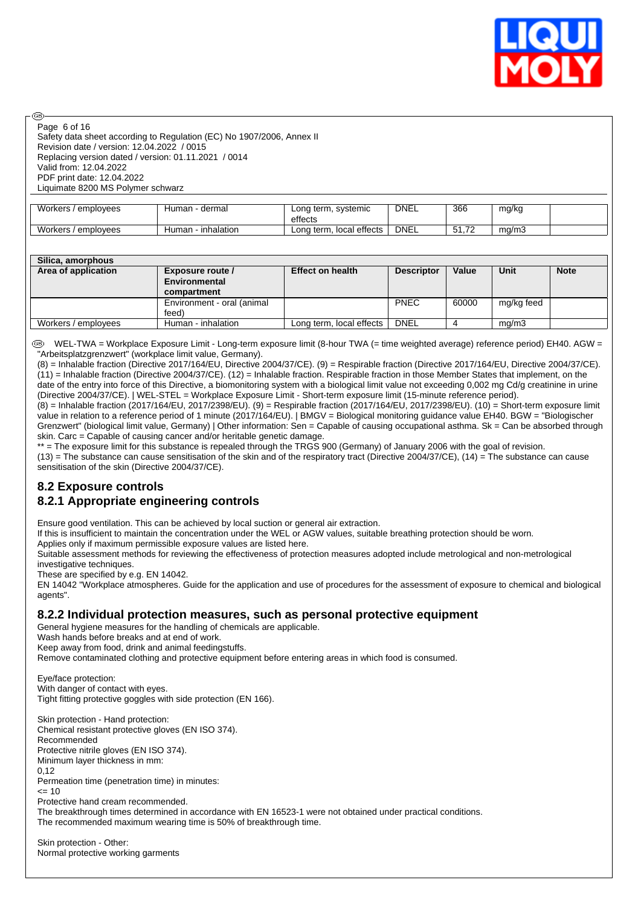| | | | | | | |
|---|---|---|---|---|---|---|
| Workers / employees | Human - dermal | Long term, systemic effects | DNEL | 366 | mg/kg | |
| Workers / employees | Human - inhalation | Long term, local effects | DNEL | 51,72 | mg/m3 | |

| Silica, amorphous | | | | | | |
|---|---|---|---|---|---|---|
| **Area of application** | **Exposure route / Environmental compartment** | **Effect on health** | **Descriptor** | **Value** | **Unit** | **Note** |
| | Environment - oral (animal feed) | | PNEC | 60000 | mg/kg feed | |
| Workers / employees | Human - inhalation | Long term, local effects | DNEL | 4 | mg/m3 | |

WEL-TWA = Workplace Exposure Limit - Long-term exposure limit (8-hour TWA (= time weighted average) reference period) EH40. AGW = "Arbeitsplatzgrenzwert" (workplace limit value, Germany).
(8) = Inhalable fraction (Directive 2017/164/EU, Directive 2004/37/CE). (9) = Respirable fraction (Directive 2017/164/EU, Directive 2004/37/CE). (11) = Inhalable fraction (Directive 2004/37/CE). (12) = Inhalable fraction. Respirable fraction in those Member States that implement, on the date of the entry into force of this Directive, a biomonitoring system with a biological limit value not exceeding 0,002 mg Cd/g creatinine in urine (Directive 2004/37/CE). | WEL-STEL = Workplace Exposure Limit - Short-term exposure limit (15-minute reference period).
(8) = Inhalable fraction (2017/164/EU, 2017/2398/EU). (9) = Respirable fraction (2017/164/EU, 2017/2398/EU). (10) = Short-term exposure limit value in relation to a reference period of 1 minute (2017/164/EU). | BMGV = Biological monitoring guidance value EH40. BGW = "Biologischer Grenzwert" (biological limit value, Germany) | Other information: Sen = Capable of causing occupational asthma. Sk = Can be absorbed through skin. Carc = Capable of causing cancer and/or heritable genetic damage.
** = The exposure limit for this substance is repealed through the TRGS 900 (Germany) of January 2006 with the goal of revision.
(13) = The substance can cause sensitisation of the skin and of the respiratory tract (Directive 2004/37/CE), (14) = The substance can cause sensitisation of the skin (Directive 2004/37/CE).

## 8.2 Exposure controls

### 8.2.1 Appropriate engineering controls

Ensure good ventilation. This can be achieved by local suction or general air extraction.
If this is insufficient to maintain the concentration under the WEL or AGW values, suitable breathing protection should be worn.
Applies only if maximum permissible exposure values are listed here.
Suitable assessment methods for reviewing the effectiveness of protection measures adopted include metrological and non-metrological investigative techniques.
These are specified by e.g. EN 14042.
EN 14042 "Workplace atmospheres. Guide for the application and use of procedures for the assessment of exposure to chemical and biological agents".

### 8.2.2 Individual protection measures, such as personal protective equipment

General hygiene measures for the handling of chemicals are applicable.
Wash hands before breaks and at end of work.
Keep away from food, drink and animal feedingstuffs.
Remove contaminated clothing and protective equipment before entering areas in which food is consumed.

Eye/face protection:
With danger of contact with eyes.
Tight fitting protective goggles with side protection (EN 166).

Skin protection - Hand protection:
Chemical resistant protective gloves (EN ISO 374).
Recommended
Protective nitrile gloves (EN ISO 374).
Minimum layer thickness in mm:
0,12
Permeation time (penetration time) in minutes:
<= 10
Protective hand cream recommended.
The breakthrough times determined in accordance with EN 16523-1 were not obtained under practical conditions.
The recommended maximum wearing time is 50% of breakthrough time.

Skin protection - Other:
Normal protective working garments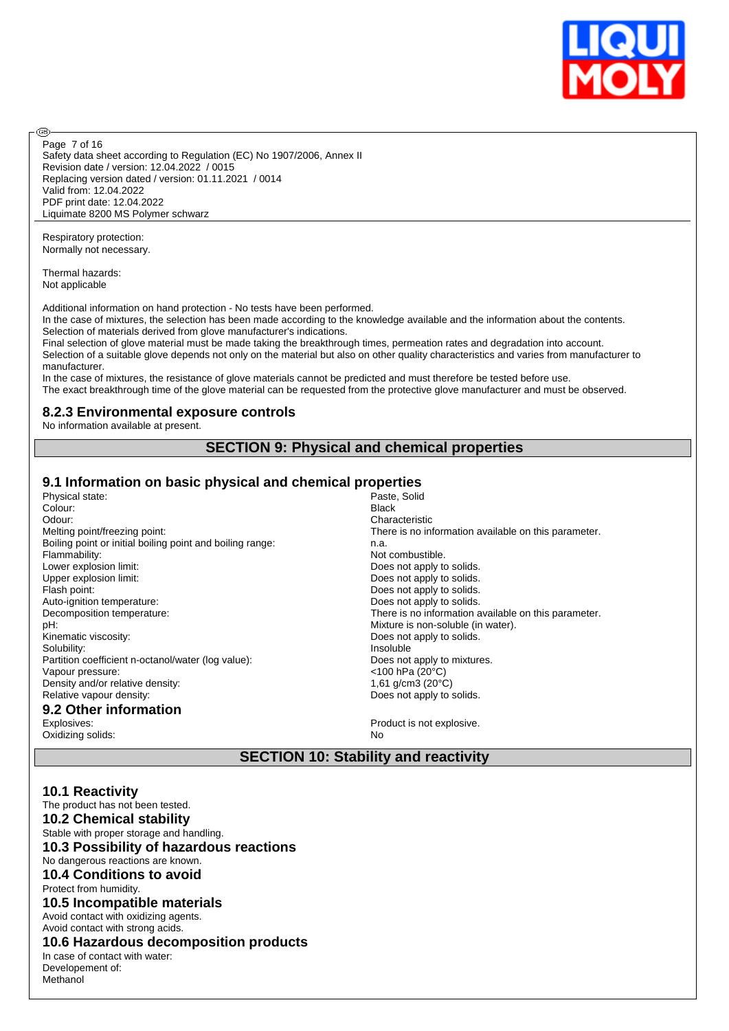Respiratory protection:
Normally not necessary.

Thermal hazards:
Not applicable

Additional information on hand protection - No tests have been performed.
In the case of mixtures, the selection has been made according to the knowledge available and the information about the contents.
Selection of materials derived from glove manufacturer's indications.
Final selection of glove material must be made taking the breakthrough times, permeation rates and degradation into account.
Selection of a suitable glove depends not only on the material but also on other quality characteristics and varies from manufacturer to manufacturer.
In the case of mixtures, the resistance of glove materials cannot be predicted and must therefore be tested before use.
The exact breakthrough time of the glove material can be requested from the protective glove manufacturer and must be observed.

### 8.2.3 Environmental exposure controls

No information available at present.

## SECTION 9: Physical and chemical properties

### 9.1 Information on basic physical and chemical properties

| | |
|---|---|
| Physical state: | Paste, Solid |
| Colour: | Black |
| Odour: | Characteristic |
| Melting point/freezing point: | There is no information available on this parameter. |
| Boiling point or initial boiling point and boiling range: | n.a. |
| Flammability: | Not combustible. |
| Lower explosion limit: | Does not apply to solids. |
| Upper explosion limit: | Does not apply to solids. |
| Flash point: | Does not apply to solids. |
| Auto-ignition temperature: | Does not apply to solids. |
| Decomposition temperature: | There is no information available on this parameter. |
| pH: | Mixture is non-soluble (in water). |
| Kinematic viscosity: | Does not apply to solids. |
| Solubility: | Insoluble |
| Partition coefficient n-octanol/water (log value): | Does not apply to mixtures. |
| Vapour pressure: | <100 hPa (20°C) |
| Density and/or relative density: | 1,61 g/cm3 (20°C) |
| Relative vapour density: | Does not apply to solids. |

### 9.2 Other information

| | |
|---|---|
| Explosives: | Product is not explosive. |
| Oxidizing solids: | No |

## SECTION 10: Stability and reactivity

### 10.1 Reactivity

The product has not been tested.

### 10.2 Chemical stability

Stable with proper storage and handling.

### 10.3 Possibility of hazardous reactions

No dangerous reactions are known.

### 10.4 Conditions to avoid

Protect from humidity.

### 10.5 Incompatible materials

Avoid contact with oxidizing agents.
Avoid contact with strong acids.

### 10.6 Hazardous decomposition products

In case of contact with water:
Developement of:
Methanol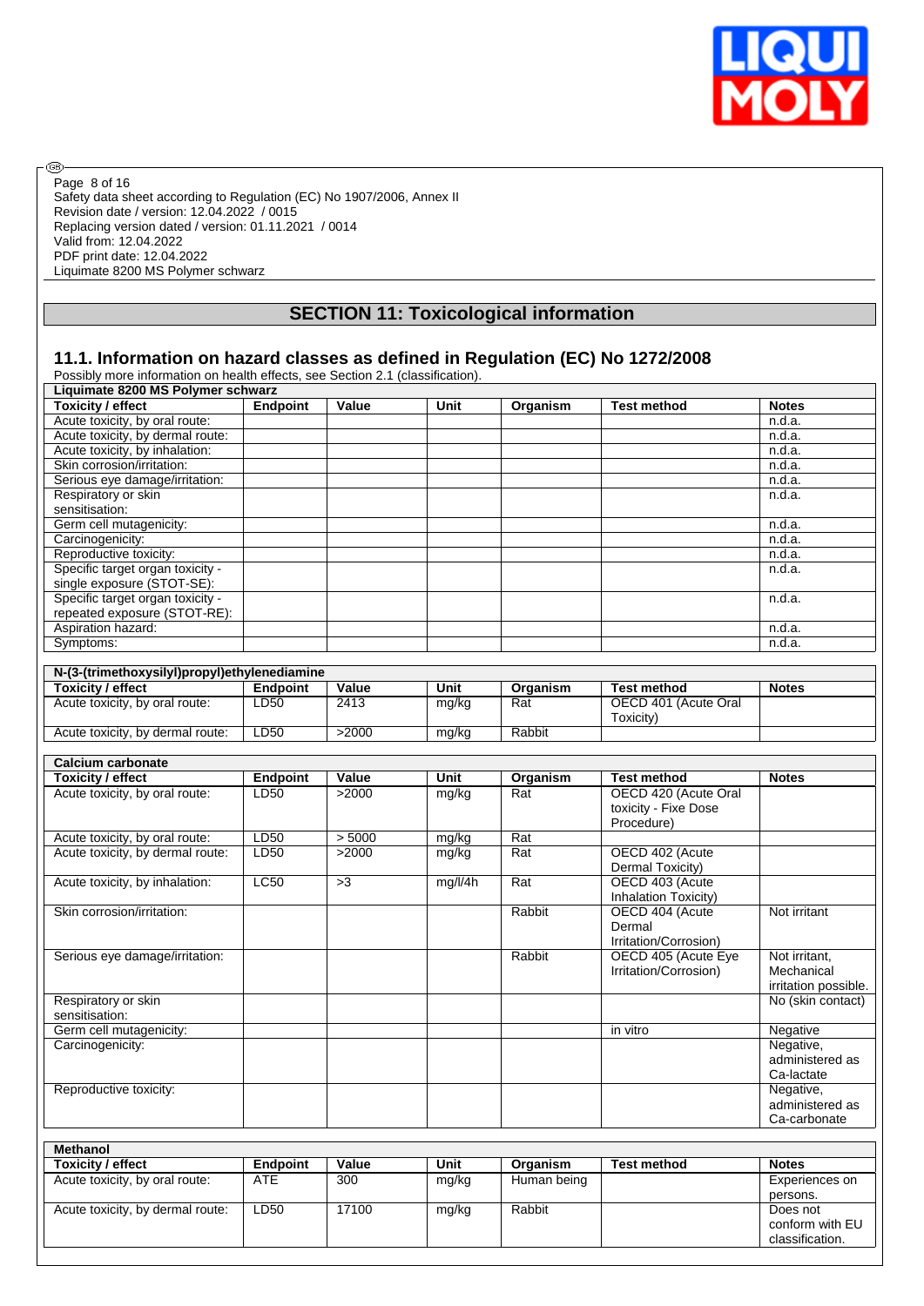Safety data sheet according to Regulation (EC) No 1907/2006, Annex II
Revision date / version: 12.04.2022 / 0015
Replacing version dated / version: 01.11.2021 / 0014
Valid from: 12.04.2022
PDF print date: 12.04.2022
Liquimate 8200 MS Polymer schwarz

## SECTION 11: Toxicological information

### 11.1. Information on hazard classes as defined in Regulation (EC) No 1272/2008

Possibly more information on health effects, see Section 2.1 (classification).

| Liquimate 8200 MS Polymer schwarz | | | | | | |
|---|---|---|---|---|---|---|
| **Toxicity / effect** | **Endpoint** | **Value** | **Unit** | **Organism** | **Test method** | **Notes** |
| Acute toxicity, by oral route: | | | | | | n.d.a. |
| Acute toxicity, by dermal route: | | | | | | n.d.a. |
| Acute toxicity, by inhalation: | | | | | | n.d.a. |
| Skin corrosion/irritation: | | | | | | n.d.a. |
| Serious eye damage/irritation: | | | | | | n.d.a. |
| Respiratory or skin sensitisation: | | | | | | n.d.a. |
| Germ cell mutagenicity: | | | | | | n.d.a. |
| Carcinogenicity: | | | | | | n.d.a. |
| Reproductive toxicity: | | | | | | n.d.a. |
| Specific target organ toxicity - single exposure (STOT-SE): | | | | | | n.d.a. |
| Specific target organ toxicity - repeated exposure (STOT-RE): | | | | | | n.d.a. |
| Aspiration hazard: | | | | | | n.d.a. |
| Symptoms: | | | | | | n.d.a. |

| N-(3-(trimethoxysilyl)propyl)ethylenediamine | | | | | | |
|---|---|---|---|---|---|---|
| **Toxicity / effect** | **Endpoint** | **Value** | **Unit** | **Organism** | **Test method** | **Notes** |
| Acute toxicity, by oral route: | LD50 | 2413 | mg/kg | Rat | OECD 401 (Acute Oral Toxicity) | |
| Acute toxicity, by dermal route: | LD50 | >2000 | mg/kg | Rabbit | | |

| Calcium carbonate | | | | | | |
|---|---|---|---|---|---|---|
| **Toxicity / effect** | **Endpoint** | **Value** | **Unit** | **Organism** | **Test method** | **Notes** |
| Acute toxicity, by oral route: | LD50 | >2000 | mg/kg | Rat | OECD 420 (Acute Oral toxicity - Fixe Dose Procedure) | |
| Acute toxicity, by oral route: | LD50 | > 5000 | mg/kg | Rat | | |
| Acute toxicity, by dermal route: | LD50 | >2000 | mg/kg | Rat | OECD 402 (Acute Dermal Toxicity) | |
| Acute toxicity, by inhalation: | LC50 | >3 | mg/l/4h | Rat | OECD 403 (Acute Inhalation Toxicity) | |
| Skin corrosion/irritation: | | | | Rabbit | OECD 404 (Acute Dermal Irritation/Corrosion) | Not irritant |
| Serious eye damage/irritation: | | | | Rabbit | OECD 405 (Acute Eye Irritation/Corrosion) | Not irritant, Mechanical irritation possible. |
| Respiratory or skin sensitisation: | | | | | | No (skin contact) |
| Germ cell mutagenicity: | | | | | in vitro | Negative |
| Carcinogenicity: | | | | | | Negative, administered as Ca-lactate |
| Reproductive toxicity: | | | | | | Negative, administered as Ca-carbonate |

| Methanol | | | | | | |
|---|---|---|---|---|---|---|
| **Toxicity / effect** | **Endpoint** | **Value** | **Unit** | **Organism** | **Test method** | **Notes** |
| Acute toxicity, by oral route: | ATE | 300 | mg/kg | Human being | | Experiences on persons. |
| Acute toxicity, by dermal route: | LD50 | 17100 | mg/kg | Rabbit | | Does not conform with EU classification. |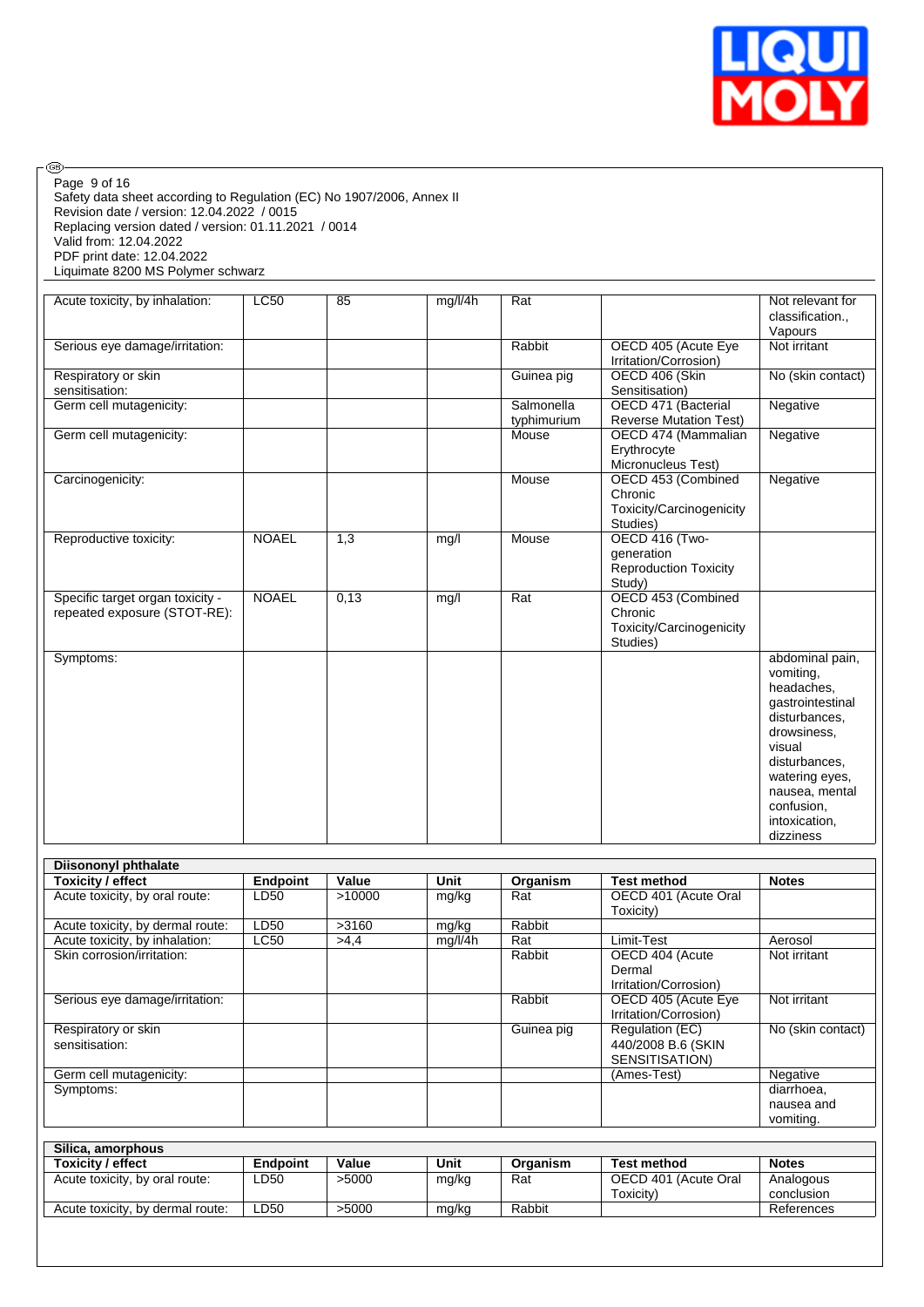Safety data sheet according to Regulation (EC) No 1907/2006, Annex II
Revision date / version: 12.04.2022 / 0015
Replacing version dated / version: 01.11.2021 / 0014
Valid from: 12.04.2022
PDF print date: 12.04.2022
Liquimate 8200 MS Polymer schwarz

| | | | | | | |
|---|---|---|---|---|---|---|
| Acute toxicity, by inhalation: | LC50 | 85 | mg/l/4h | Rat | | Not relevant for classification., Vapours |
| Serious eye damage/irritation: | | | | Rabbit | OECD 405 (Acute Eye Irritation/Corrosion) | Not irritant |
| Respiratory or skin sensitisation: | | | | Guinea pig | OECD 406 (Skin Sensitisation) | No (skin contact) |
| Germ cell mutagenicity: | | | | Salmonella typhimurium | OECD 471 (Bacterial Reverse Mutation Test) | Negative |
| Germ cell mutagenicity: | | | | Mouse | OECD 474 (Mammalian Erythrocyte Micronucleus Test) | Negative |
| Carcinogenicity: | | | | Mouse | OECD 453 (Combined Chronic Toxicity/Carcinogenicity Studies) | Negative |
| Reproductive toxicity: | NOAEL | 1,3 | mg/l | Mouse | OECD 416 (Two-generation Reproduction Toxicity Study) | |
| Specific target organ toxicity - repeated exposure (STOT-RE): | NOAEL | 0,13 | mg/l | Rat | OECD 453 (Combined Chronic Toxicity/Carcinogenicity Studies) | |
| Symptoms: | | | | | | abdominal pain, vomiting, headaches, gastrointestinal disturbances, drowsiness, visual disturbances, watering eyes, nausea, mental confusion, intoxication, dizziness |

**Diisononyl phthalate**

| Toxicity / effect | Endpoint | Value | Unit | Organism | Test method | Notes |
|---|---|---|---|---|---|---|
| Acute toxicity, by oral route: | LD50 | >10000 | mg/kg | Rat | OECD 401 (Acute Oral Toxicity) | |
| Acute toxicity, by dermal route: | LD50 | >3160 | mg/kg | Rabbit | | |
| Acute toxicity, by inhalation: | LC50 | >4,4 | mg/l/4h | Rat | Limit-Test | Aerosol |
| Skin corrosion/irritation: | | | | Rabbit | OECD 404 (Acute Dermal Irritation/Corrosion) | Not irritant |
| Serious eye damage/irritation: | | | | Rabbit | OECD 405 (Acute Eye Irritation/Corrosion) | Not irritant |
| Respiratory or skin sensitisation: | | | | Guinea pig | Regulation (EC) 440/2008 B.6 (SKIN SENSITISATION) | No (skin contact) |
| Germ cell mutagenicity: | | | | | (Ames-Test) | Negative |
| Symptoms: | | | | | | diarrhoea, nausea and vomiting. |

**Silica, amorphous**

| Toxicity / effect | Endpoint | Value | Unit | Organism | Test method | Notes |
|---|---|---|---|---|---|---|
| Acute toxicity, by oral route: | LD50 | >5000 | mg/kg | Rat | OECD 401 (Acute Oral Toxicity) | Analogous conclusion |
| Acute toxicity, by dermal route: | LD50 | >5000 | mg/kg | Rabbit | | References |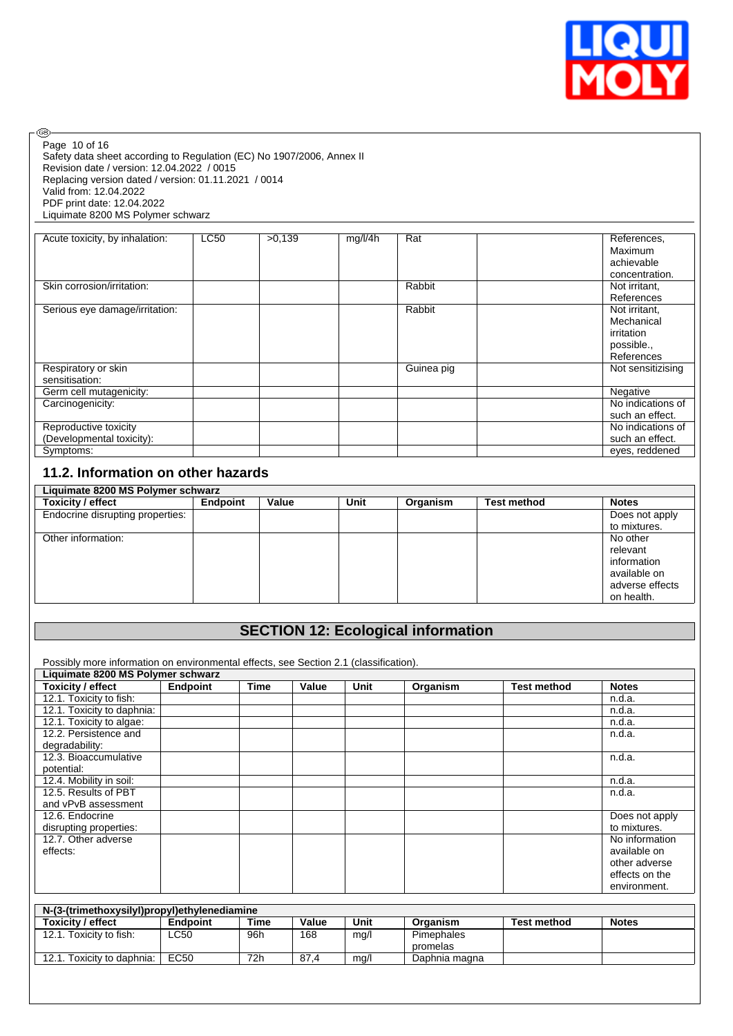| Acute toxicity, by inhalation: | LC50 | >0,139 | mg/l/4h | Rat | | References, Maximum achievable concentration. |
|---|---|---|---|---|---|---|
| Skin corrosion/irritation: | | | | Rabbit | | Not irritant, References |
| Serious eye damage/irritation: | | | | Rabbit | | Not irritant, Mechanical irritation possible., References |
| Respiratory or skin sensitisation: | | | | Guinea pig | | Not sensitizising |
| Germ cell mutagenicity: | | | | | | Negative |
| Carcinogenicity: | | | | | | No indications of such an effect. |
| Reproductive toxicity (Developmental toxicity): | | | | | | No indications of such an effect. |
| Symptoms: | | | | | | eyes, reddened |

## 11.2. Information on other hazards

| Liquimate 8200 MS Polymer schwarz | | | | | | |
|---|---|---|---|---|---|---|
| **Toxicity / effect** | **Endpoint** | **Value** | **Unit** | **Organism** | **Test method** | **Notes** |
| Endocrine disrupting properties: | | | | | | Does not apply to mixtures. |
| Other information: | | | | | | No other relevant information available on adverse effects on health. |

# SECTION 12: Ecological information

Possibly more information on environmental effects, see Section 2.1 (classification).

| Liquimate 8200 MS Polymer schwarz | | | | | | | |
|---|---|---|---|---|---|---|---|
| **Toxicity / effect** | **Endpoint** | **Time** | **Value** | **Unit** | **Organism** | **Test method** | **Notes** |
| 12.1. Toxicity to fish: | | | | | | | n.d.a. |
| 12.1. Toxicity to daphnia: | | | | | | | n.d.a. |
| 12.1. Toxicity to algae: | | | | | | | n.d.a. |
| 12.2. Persistence and degradability: | | | | | | | n.d.a. |
| 12.3. Bioaccumulative potential: | | | | | | | n.d.a. |
| 12.4. Mobility in soil: | | | | | | | n.d.a. |
| 12.5. Results of PBT and vPvB assessment | | | | | | | n.d.a. |
| 12.6. Endocrine disrupting properties: | | | | | | | Does not apply to mixtures. |
| 12.7. Other adverse effects: | | | | | | | No information available on other adverse effects on the environment. |

| N-(3-(trimethoxysilyl)propyl)ethylenediamine | | | | | | | |
|---|---|---|---|---|---|---|---|
| **Toxicity / effect** | **Endpoint** | **Time** | **Value** | **Unit** | **Organism** | **Test method** | **Notes** |
| 12.1. Toxicity to fish: | LC50 | 96h | 168 | mg/l | Pimephales promelas | | |
| 12.1. Toxicity to daphnia: | EC50 | 72h | 87,4 | mg/l | Daphnia magna | | |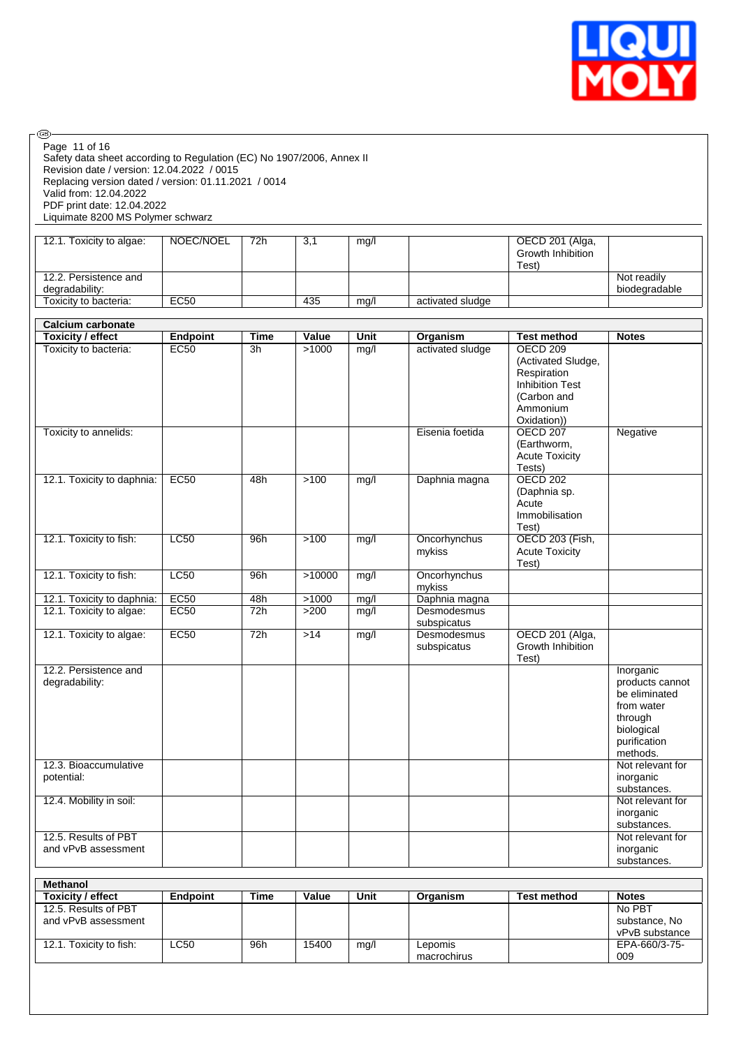| 12.1. Toxicity to algae: | NOEC/NOEL | 72h | 3,1 | mg/l | | OECD 201 (Alga, Growth Inhibition Test) | |
|---|---|---|---|---|---|---|---|
| 12.2. Persistence and degradability: | | | | | | | Not readily biodegradable |
| Toxicity to bacteria: | EC50 | | 435 | mg/l | activated sludge | | |

| Calcium carbonate | | | | | | | |
|---|---|---|---|---|---|---|---|
| **Toxicity / effect** | **Endpoint** | **Time** | **Value** | **Unit** | **Organism** | **Test method** | **Notes** |
| Toxicity to bacteria: | EC50 | 3h | >1000 | mg/l | activated sludge | OECD 209 (Activated Sludge, Respiration Inhibition Test (Carbon and Ammonium Oxidation)) | |
| Toxicity to annelids: | | | | | Eisenia foetida | OECD 207 (Earthworm, Acute Toxicity Tests) | Negative |
| 12.1. Toxicity to daphnia: | EC50 | 48h | >100 | mg/l | Daphnia magna | OECD 202 (Daphnia sp. Acute Immobilisation Test) | |
| 12.1. Toxicity to fish: | LC50 | 96h | >100 | mg/l | Oncorhynchus mykiss | OECD 203 (Fish, Acute Toxicity Test) | |
| 12.1. Toxicity to fish: | LC50 | 96h | >10000 | mg/l | Oncorhynchus mykiss | | |
| 12.1. Toxicity to daphnia: | EC50 | 48h | >1000 | mg/l | Daphnia magna | | |
| 12.1. Toxicity to algae: | EC50 | 72h | >200 | mg/l | Desmodesmus subspicatus | | |
| 12.1. Toxicity to algae: | EC50 | 72h | >14 | mg/l | Desmodesmus subspicatus | OECD 201 (Alga, Growth Inhibition Test) | |
| 12.2. Persistence and degradability: | | | | | | | Inorganic products cannot be eliminated from water through biological purification methods. |
| 12.3. Bioaccumulative potential: | | | | | | | Not relevant for inorganic substances. |
| 12.4. Mobility in soil: | | | | | | | Not relevant for inorganic substances. |
| 12.5. Results of PBT and vPvB assessment | | | | | | | Not relevant for inorganic substances. |

| Methanol | | | | | | | |
|---|---|---|---|---|---|---|---|
| **Toxicity / effect** | **Endpoint** | **Time** | **Value** | **Unit** | **Organism** | **Test method** | **Notes** |
| 12.5. Results of PBT and vPvB assessment | | | | | | | No PBT substance, No vPvB substance |
| 12.1. Toxicity to fish: | LC50 | 96h | 15400 | mg/l | Lepomis macrochirus | | EPA-660/3-75-009 |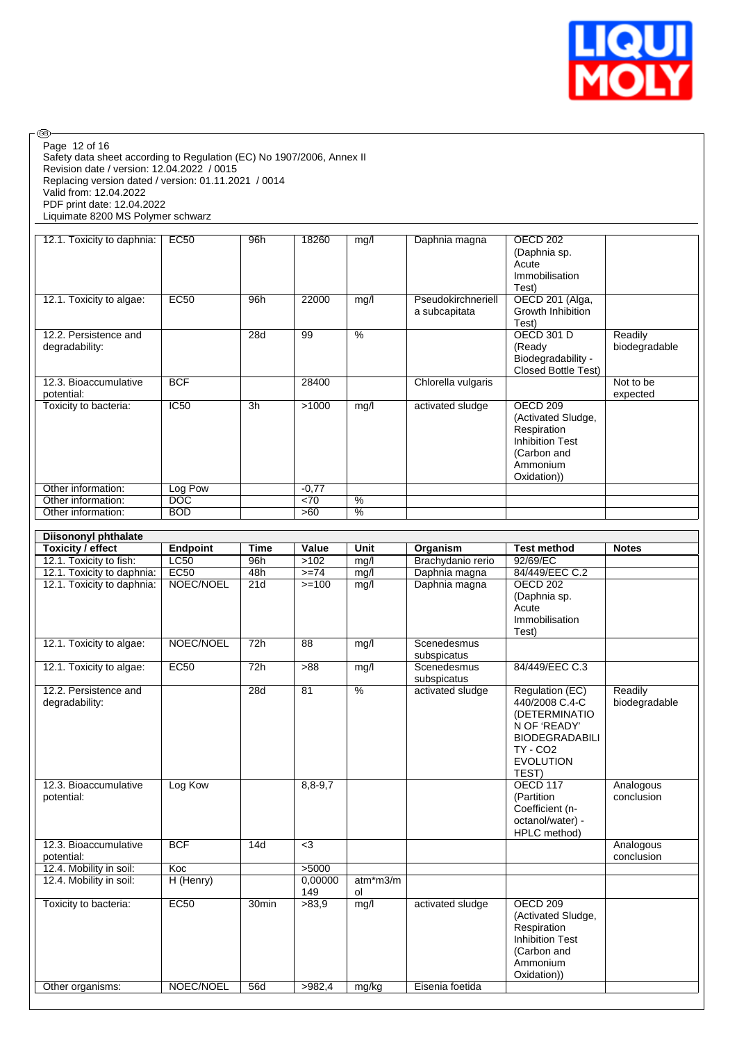| | | | | | | | |
|---|---|---|---|---|---|---|---|
| 12.1. Toxicity to daphnia: | EC50 | 96h | 18260 | mg/l | Daphnia magna | OECD 202 (Daphnia sp. Acute Immobilisation Test) | |
| 12.1. Toxicity to algae: | EC50 | 96h | 22000 | mg/l | Pseudokirchneriella subcapitata | OECD 201 (Alga, Growth Inhibition Test) | |
| 12.2. Persistence and degradability: | | 28d | 99 | % | | OECD 301 D (Ready Biodegradability - Closed Bottle Test) | Readily biodegradable |
| 12.3. Bioaccumulative potential: | BCF | | 28400 | | Chlorella vulgaris | | Not to be expected |
| Toxicity to bacteria: | IC50 | 3h | >1000 | mg/l | activated sludge | OECD 209 (Activated Sludge, Respiration Inhibition Test (Carbon and Ammonium Oxidation)) | |
| Other information: | Log Pow | | -0,77 | | | | |
| Other information: | DOC | | <70 | % | | | |
| Other information: | BOD | | >60 | % | | | |

| Diisononyl phthalate | | | | | | | |
|---|---|---|---|---|---|---|---|
| **Toxicity / effect** | **Endpoint** | **Time** | **Value** | **Unit** | **Organism** | **Test method** | **Notes** |
| 12.1. Toxicity to fish: | LC50 | 96h | >102 | mg/l | Brachydanio rerio | 92/69/EC | |
| 12.1. Toxicity to daphnia: | EC50 | 48h | >=74 | mg/l | Daphnia magna | 84/449/EEC C.2 | |
| 12.1. Toxicity to daphnia: | NOEC/NOEL | 21d | >=100 | mg/l | Daphnia magna | OECD 202 (Daphnia sp. Acute Immobilisation Test) | |
| 12.1. Toxicity to algae: | NOEC/NOEL | 72h | 88 | mg/l | Scenedesmus subspicatus | | |
| 12.1. Toxicity to algae: | EC50 | 72h | >88 | mg/l | Scenedesmus subspicatus | 84/449/EEC C.3 | |
| 12.2. Persistence and degradability: | | 28d | 81 | % | activated sludge | Regulation (EC) 440/2008 C.4-C (DETERMINATION OF 'READY' BIODEGRADABILITY - CO2 EVOLUTION TEST) | Readily biodegradable |
| 12.3. Bioaccumulative potential: | Log Kow | | 8,8-9,7 | | | OECD 117 (Partition Coefficient (n-octanol/water) - HPLC method) | Analogous conclusion |
| 12.3. Bioaccumulative potential: | BCF | 14d | <3 | | | | Analogous conclusion |
| 12.4. Mobility in soil: | Koc | | >5000 | | | | |
| 12.4. Mobility in soil: | H (Henry) | | 0,00000149 | atm*m3/mol | | | |
| Toxicity to bacteria: | EC50 | 30min | >83,9 | mg/l | activated sludge | OECD 209 (Activated Sludge, Respiration Inhibition Test (Carbon and Ammonium Oxidation)) | |
| Other organisms: | NOEC/NOEL | 56d | >982,4 | mg/kg | Eisenia foetida | | |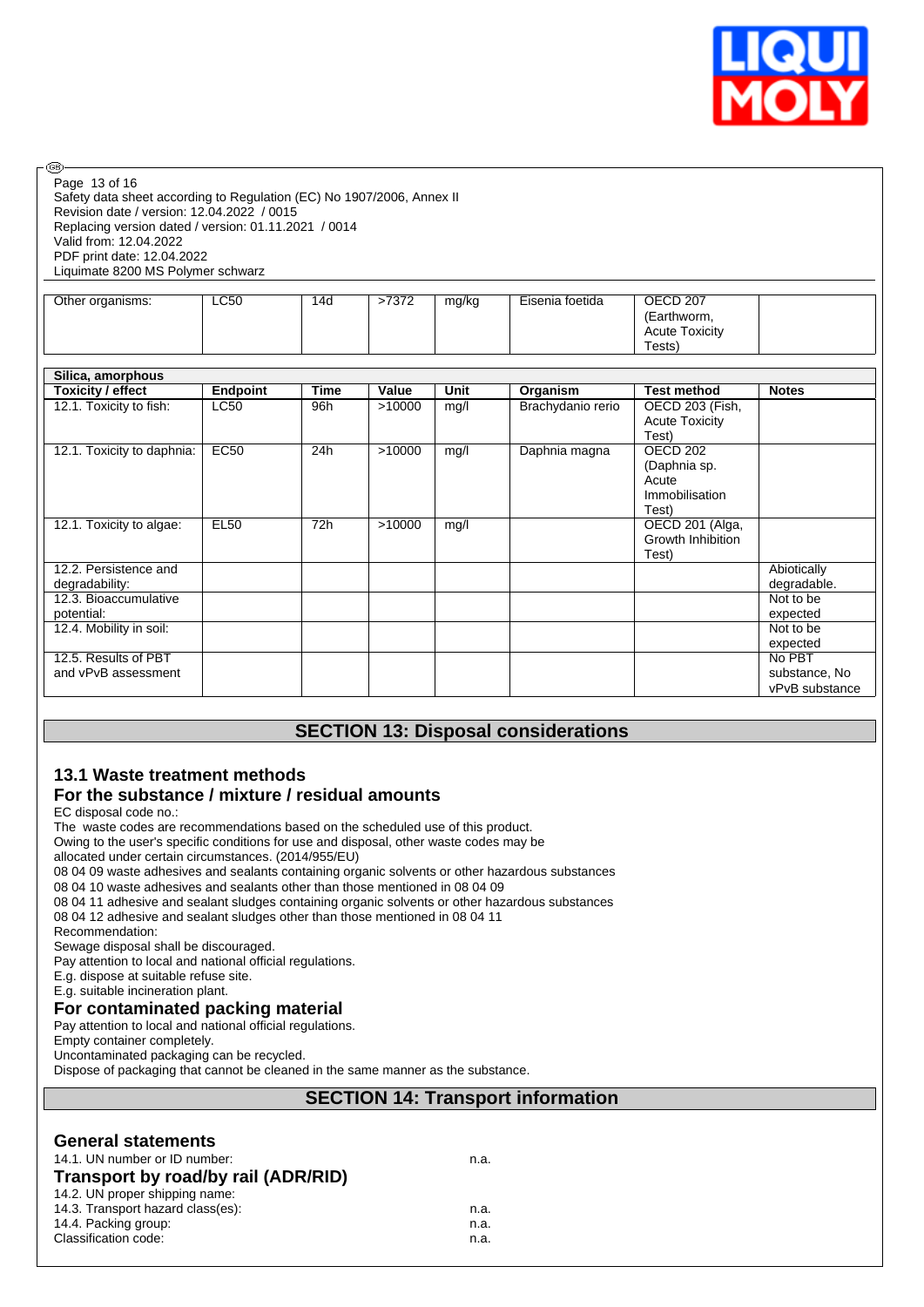| Other organisms: | LC50 | 14d | >7372 | mg/kg | Eisenia foetida | OECD 207 (Earthworm, Acute Toxicity Tests) | |
|---|---|---|---|---|---|---|---|

| Silica, amorphous | | | | | | | |
|---|---|---|---|---|---|---|---|
| **Toxicity / effect** | **Endpoint** | **Time** | **Value** | **Unit** | **Organism** | **Test method** | **Notes** |
| 12.1. Toxicity to fish: | LC50 | 96h | >10000 | mg/l | Brachydanio rerio | OECD 203 (Fish, Acute Toxicity Test) | |
| 12.1. Toxicity to daphnia: | EC50 | 24h | >10000 | mg/l | Daphnia magna | OECD 202 (Daphnia sp. Acute Immobilisation Test) | |
| 12.1. Toxicity to algae: | EL50 | 72h | >10000 | mg/l | | OECD 201 (Alga, Growth Inhibition Test) | |
| 12.2. Persistence and degradability: | | | | | | | Abiotically degradable. |
| 12.3. Bioaccumulative potential: | | | | | | | Not to be expected |
| 12.4. Mobility in soil: | | | | | | | Not to be expected |
| 12.5. Results of PBT and vPvB assessment | | | | | | | No PBT substance, No vPvB substance |

## SECTION 13: Disposal considerations

### 13.1 Waste treatment methods

### For the substance / mixture / residual amounts

EC disposal code no.:
The waste codes are recommendations based on the scheduled use of this product.
Owing to the user's specific conditions for use and disposal, other waste codes may be allocated under certain circumstances. (2014/955/EU)
08 04 09 waste adhesives and sealants containing organic solvents or other hazardous substances
08 04 10 waste adhesives and sealants other than those mentioned in 08 04 09
08 04 11 adhesive and sealant sludges containing organic solvents or other hazardous substances
08 04 12 adhesive and sealant sludges other than those mentioned in 08 04 11
Recommendation:
Sewage disposal shall be discouraged.
Pay attention to local and national official regulations.
E.g. dispose at suitable refuse site.
E.g. suitable incineration plant.

### For contaminated packing material

Pay attention to local and national official regulations.
Empty container completely.
Uncontaminated packaging can be recycled.
Dispose of packaging that cannot be cleaned in the same manner as the substance.

## SECTION 14: Transport information

### General statements

14.1. UN number or ID number: n.a.

### Transport by road/by rail (ADR/RID)

14.2. UN proper shipping name:
14.3. Transport hazard class(es): n.a.
14.4. Packing group: n.a.
Classification code: n.a.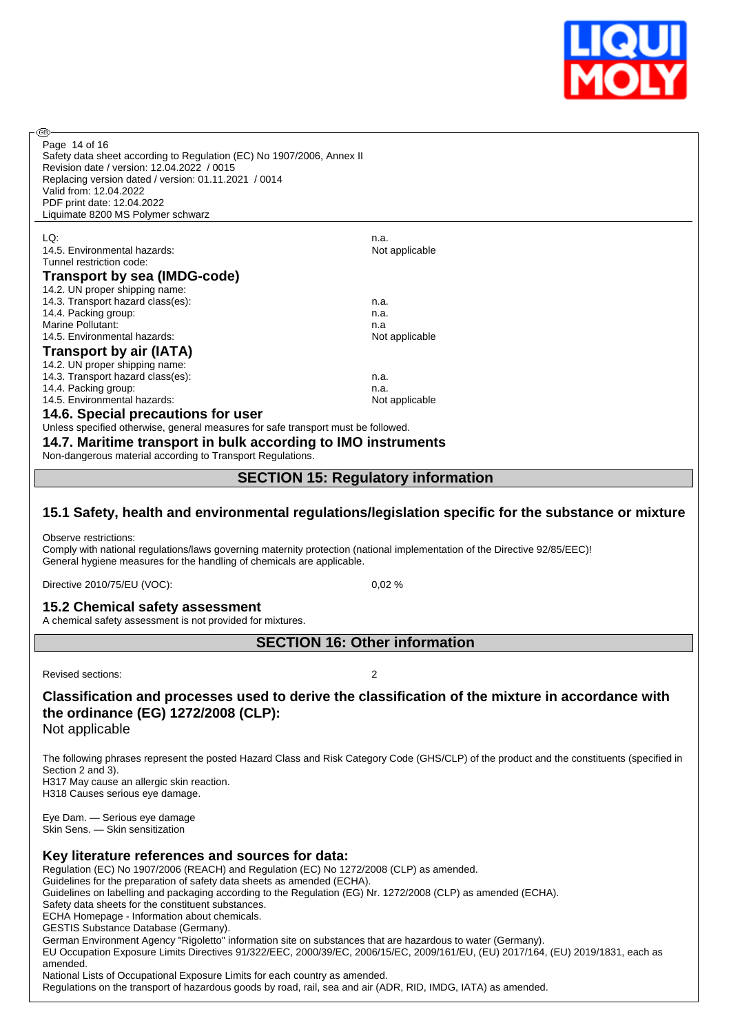| | |
|---|---|
| LQ: | n.a. |
| 14.5. Environmental hazards: | Not applicable |
| Tunnel restriction code: | |

### Transport by sea (IMDG-code)

| | |
|---|---|
| 14.2. UN proper shipping name: | |
| 14.3. Transport hazard class(es): | n.a. |
| 14.4. Packing group: | n.a. |
| Marine Pollutant: | n.a |
| 14.5. Environmental hazards: | Not applicable |

### Transport by air (IATA)

| | |
|---|---|
| 14.2. UN proper shipping name: | |
| 14.3. Transport hazard class(es): | n.a. |
| 14.4. Packing group: | n.a. |
| 14.5. Environmental hazards: | Not applicable |

### 14.6. Special precautions for user

Unless specified otherwise, general measures for safe transport must be followed.

### 14.7. Maritime transport in bulk according to IMO instruments

Non-dangerous material according to Transport Regulations.

## SECTION 15: Regulatory information

### 15.1 Safety, health and environmental regulations/legislation specific for the substance or mixture

Observe restrictions:
Comply with national regulations/laws governing maternity protection (national implementation of the Directive 92/85/EEC)!
General hygiene measures for the handling of chemicals are applicable.

Directive 2010/75/EU (VOC): 0,02 %

### 15.2 Chemical safety assessment

A chemical safety assessment is not provided for mixtures.

## SECTION 16: Other information

Revised sections: 2

### Classification and processes used to derive the classification of the mixture in accordance with the ordinance (EG) 1272/2008 (CLP):

Not applicable

The following phrases represent the posted Hazard Class and Risk Category Code (GHS/CLP) of the product and the constituents (specified in Section 2 and 3).
H317 May cause an allergic skin reaction.
H318 Causes serious eye damage.

Eye Dam. — Serious eye damage
Skin Sens. — Skin sensitization

### Key literature references and sources for data:

Regulation (EC) No 1907/2006 (REACH) and Regulation (EC) No 1272/2008 (CLP) as amended.
Guidelines for the preparation of safety data sheets as amended (ECHA).
Guidelines on labelling and packaging according to the Regulation (EG) Nr. 1272/2008 (CLP) as amended (ECHA).
Safety data sheets for the constituent substances.
ECHA Homepage - Information about chemicals.
GESTIS Substance Database (Germany).
German Environment Agency "Rigoletto" information site on substances that are hazardous to water (Germany).
EU Occupation Exposure Limits Directives 91/322/EEC, 2000/39/EC, 2006/15/EC, 2009/161/EU, (EU) 2017/164, (EU) 2019/1831, each as amended.
National Lists of Occupational Exposure Limits for each country as amended.
Regulations on the transport of hazardous goods by road, rail, sea and air (ADR, RID, IMDG, IATA) as amended.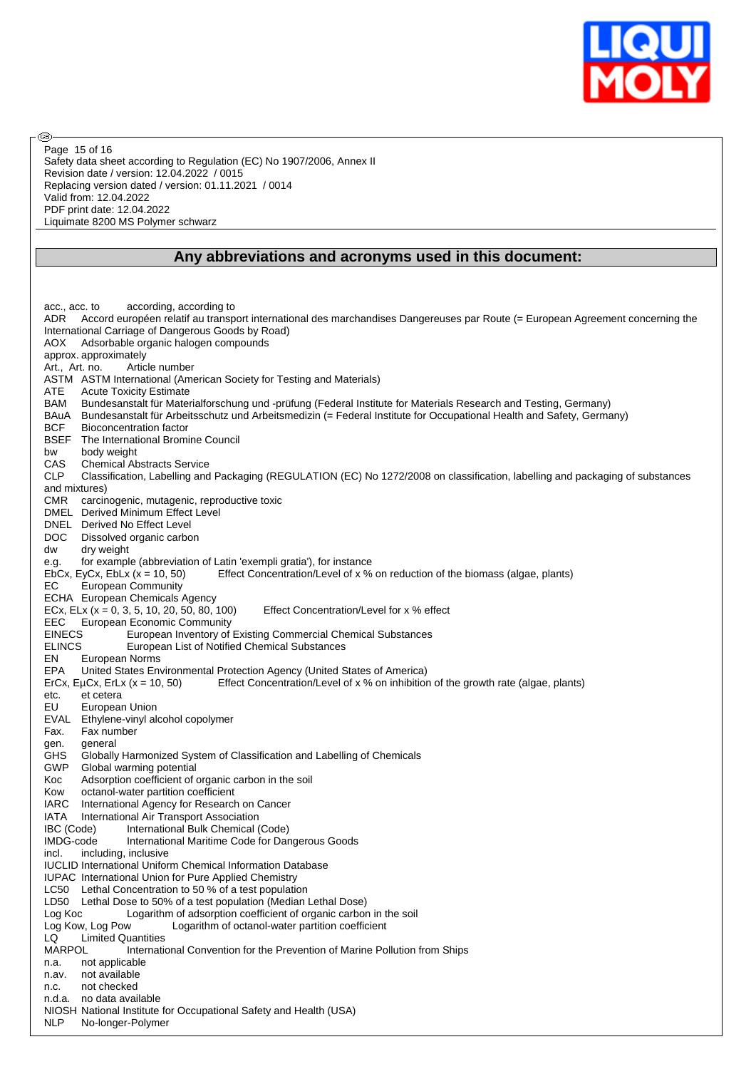## Any abbreviations and acronyms used in this document:

acc., acc. to according, according to
ADR Accord européen relatif au transport international des marchandises Dangereuses par Route (= European Agreement concerning the International Carriage of Dangerous Goods by Road)
AOX Adsorbable organic halogen compounds
approx. approximately
Art., Art. no. Article number
ASTM ASTM International (American Society for Testing and Materials)
ATE Acute Toxicity Estimate
BAM Bundesanstalt für Materialforschung und -prüfung (Federal Institute for Materials Research and Testing, Germany)
BAuA Bundesanstalt für Arbeitsschutz und Arbeitsmedizin (= Federal Institute for Occupational Health and Safety, Germany)
BCF Bioconcentration factor
BSEF The International Bromine Council
bw body weight
CAS Chemical Abstracts Service
CLP Classification, Labelling and Packaging (REGULATION (EC) No 1272/2008 on classification, labelling and packaging of substances and mixtures)
CMR carcinogenic, mutagenic, reproductive toxic
DMEL Derived Minimum Effect Level
DNEL Derived No Effect Level
DOC Dissolved organic carbon
dw dry weight
e.g. for example (abbreviation of Latin 'exempli gratia'), for instance
EbCx, EyCx, EbLx (x = 10, 50) Effect Concentration/Level of x % on reduction of the biomass (algae, plants)
EC European Community
ECHA European Chemicals Agency
ECx, ELx (x = 0, 3, 5, 10, 20, 50, 80, 100) Effect Concentration/Level for x % effect
EEC European Economic Community
EINECS European Inventory of Existing Commercial Chemical Substances
ELINCS European List of Notified Chemical Substances
EN European Norms
EPA United States Environmental Protection Agency (United States of America)
ErCx, EµCx, ErLx (x = 10, 50) Effect Concentration/Level of x % on inhibition of the growth rate (algae, plants)
etc. et cetera
EU European Union
EVAL Ethylene-vinyl alcohol copolymer
Fax. Fax number
gen. general
GHS Globally Harmonized System of Classification and Labelling of Chemicals
GWP Global warming potential
Koc Adsorption coefficient of organic carbon in the soil
Kow octanol-water partition coefficient
IARC International Agency for Research on Cancer
IATA International Air Transport Association
IBC (Code) International Bulk Chemical (Code)
IMDG-code International Maritime Code for Dangerous Goods
incl. including, inclusive
IUCLID International Uniform Chemical Information Database
IUPAC International Union for Pure Applied Chemistry
LC50 Lethal Concentration to 50 % of a test population
LD50 Lethal Dose to 50% of a test population (Median Lethal Dose)
Log Koc Logarithm of adsorption coefficient of organic carbon in the soil
Log Kow, Log Pow Logarithm of octanol-water partition coefficient
LQ Limited Quantities
MARPOL International Convention for the Prevention of Marine Pollution from Ships
n.a. not applicable
n.av. not available
n.c. not checked
n.d.a. no data available
NIOSH National Institute for Occupational Safety and Health (USA)
NLP No-longer-Polymer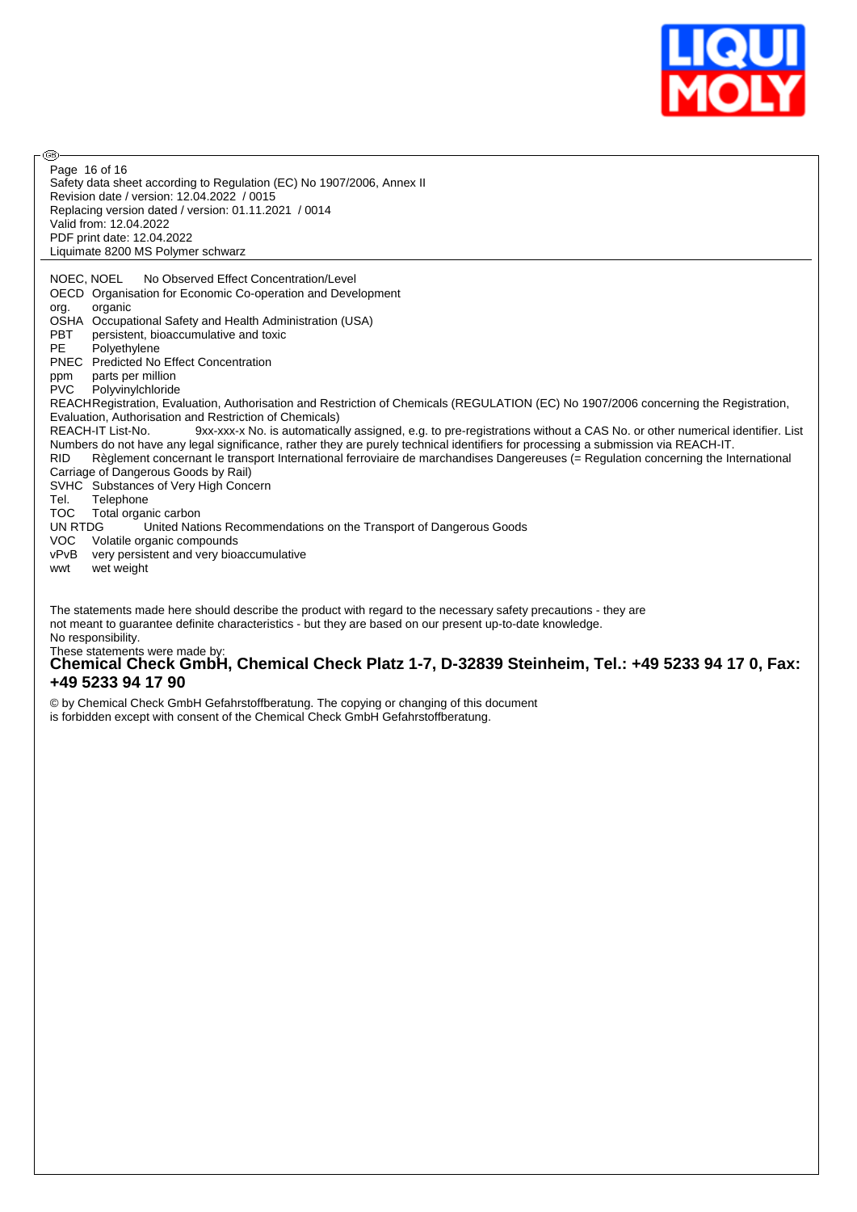NOEC, NOEL No Observed Effect Concentration/Level
OECD Organisation for Economic Co-operation and Development
org. organic
OSHA Occupational Safety and Health Administration (USA)
PBT persistent, bioaccumulative and toxic
PE Polyethylene
PNEC Predicted No Effect Concentration
ppm parts per million
PVC Polyvinylchloride
REACH Registration, Evaluation, Authorisation and Restriction of Chemicals (REGULATION (EC) No 1907/2006 concerning the Registration, Evaluation, Authorisation and Restriction of Chemicals)
REACH-IT List-No. 9xx-xxx-x No. is automatically assigned, e.g. to pre-registrations without a CAS No. or other numerical identifier. List Numbers do not have any legal significance, rather they are purely technical identifiers for processing a submission via REACH-IT.
RID Règlement concernant le transport International ferroviaire de marchandises Dangereuses (= Regulation concerning the International Carriage of Dangerous Goods by Rail)
SVHC Substances of Very High Concern
Tel. Telephone
TOC Total organic carbon
UN RTDG United Nations Recommendations on the Transport of Dangerous Goods
VOC Volatile organic compounds
vPvB very persistent and very bioaccumulative
wwt wet weight

The statements made here should describe the product with regard to the necessary safety precautions - they are not meant to guarantee definite characteristics - but they are based on our present up-to-date knowledge.
No responsibility.
These statements were made by:

**Chemical Check GmbH, Chemical Check Platz 1-7, D-32839 Steinheim, Tel.: +49 5233 94 17 0, Fax: +49 5233 94 17 90**

© by Chemical Check GmbH Gefahrstoffberatung. The copying or changing of this document is forbidden except with consent of the Chemical Check GmbH Gefahrstoffberatung.